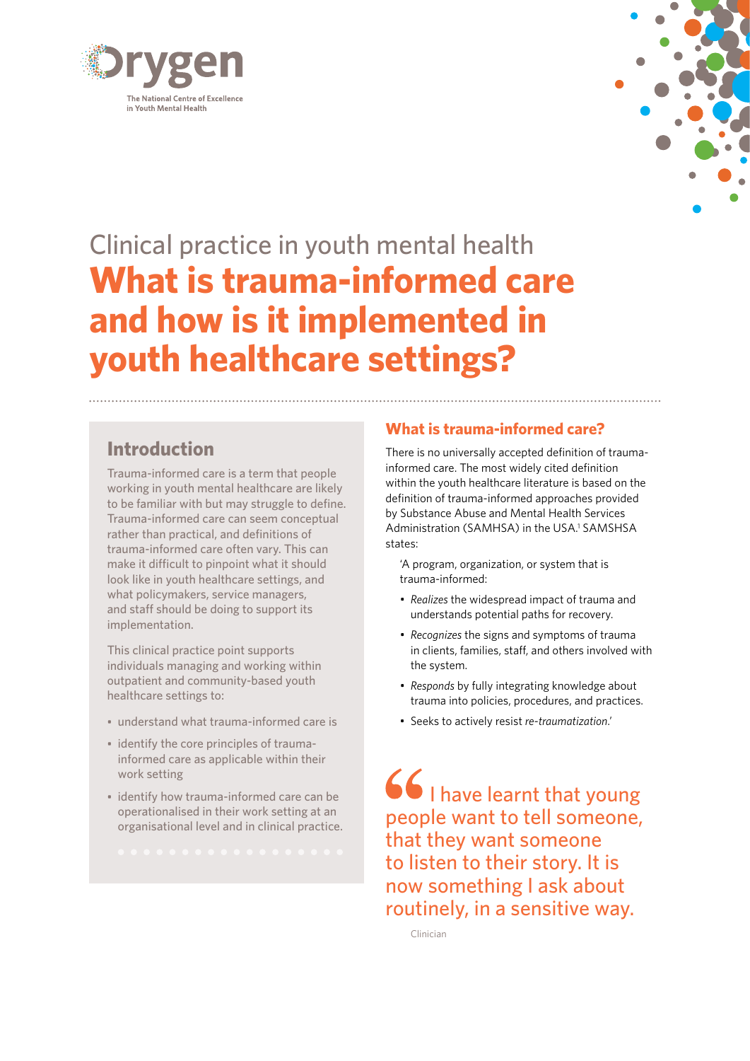Orygen

The National Centre of Excellence in Youth Mental Health

Clinical practice in youth mental health

# What is trauma-informed care and how is it implemented in youth healthcare settings?

## Introduction

Trauma-informed care is a term that people working in youth mental healthcare are likely to be familiar with but may struggle to define. Trauma-informed care can seem conceptual rather than practical, and definitions of trauma-informed care often vary. This can make it difficult to pinpoint what it should look like in youth healthcare settings, and what policymakers, service managers, and staff should be doing to support its implementation.

This clinical practice point supports individuals managing and working within outpatient and community-based youth healthcare settings to:

- understand what trauma-informed care is
- identify the core principles of trauma-informed care as applicable within their work setting
- identify how trauma-informed care can be operationalised in their work setting at an organisational level and in clinical practice.

## What is trauma-informed care?

There is no universally accepted definition of trauma-informed care. The most widely cited definition within the youth healthcare literature is based on the definition of trauma-informed approaches provided by Substance Abuse and Mental Health Services Administration (SAMHSA) in the USA.[1] SAMSHSA states:

'A program, organization, or system that is trauma-informed:

- *Realizes* the widespread impact of trauma and understands potential paths for recovery.
- *Recognizes* the signs and symptoms of trauma in clients, families, staff, and others involved with the system.
- *Responds* by fully integrating knowledge about trauma into policies, procedures, and practices.
- Seeks to actively resist *re-traumatization*.'

> "I have learnt that young people want to tell someone, that they want someone to listen to their story. It is now something I ask about routinely, in a sensitive way.
>
> Clinician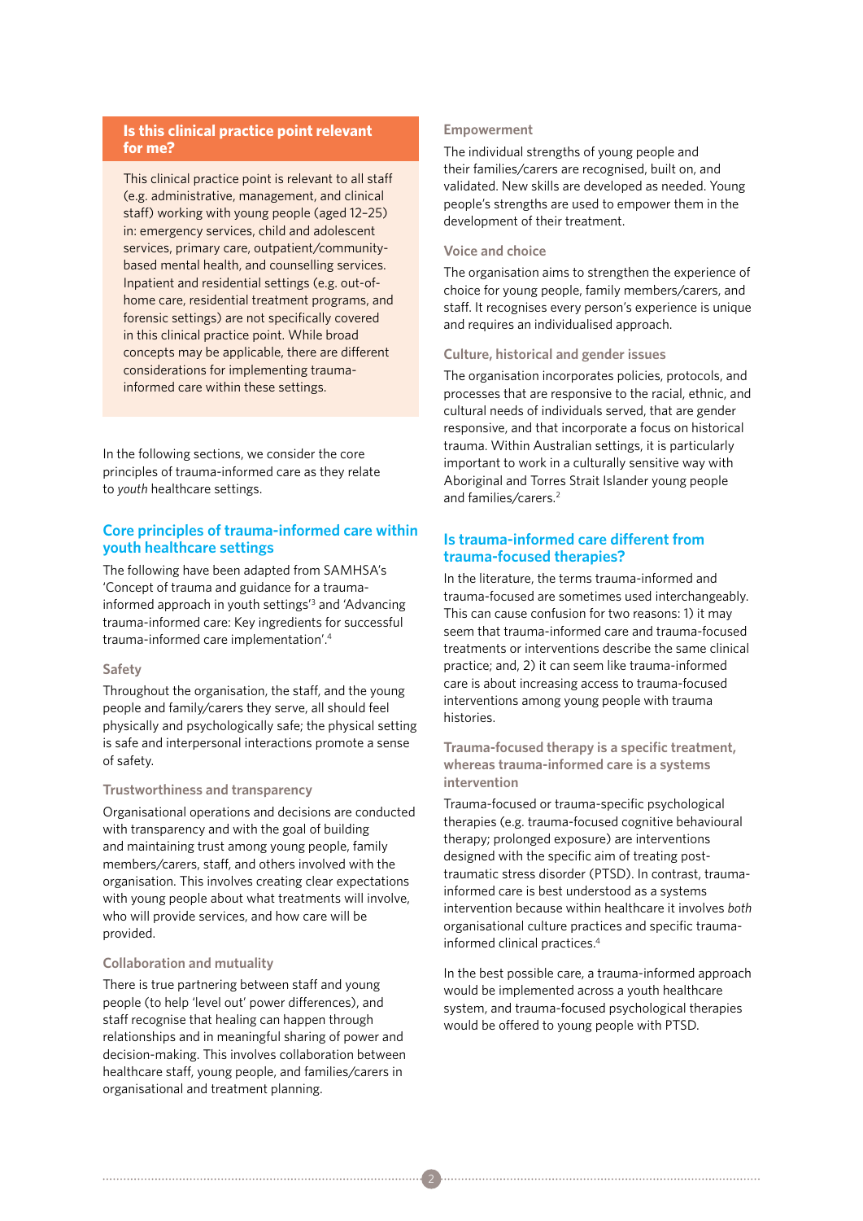## Is this clinical practice point relevant for me?

This clinical practice point is relevant to all staff (e.g. administrative, management, and clinical staff) working with young people (aged 12–25) in: emergency services, child and adolescent services, primary care, outpatient/community-based mental health, and counselling services. Inpatient and residential settings (e.g. out-of-home care, residential treatment programs, and forensic settings) are not specifically covered in this clinical practice point. While broad concepts may be applicable, there are different considerations for implementing trauma-informed care within these settings.

In the following sections, we consider the core principles of trauma-informed care as they relate to *youth* healthcare settings.

## Core principles of trauma-informed care within youth healthcare settings

The following have been adapted from SAMHSA's 'Concept of trauma and guidance for a trauma-informed approach in youth settings'[3] and 'Advancing trauma-informed care: Key ingredients for successful trauma-informed care implementation'.[4]

### Safety

Throughout the organisation, the staff, and the young people and family/carers they serve, all should feel physically and psychologically safe; the physical setting is safe and interpersonal interactions promote a sense of safety.

### Trustworthiness and transparency

Organisational operations and decisions are conducted with transparency and with the goal of building and maintaining trust among young people, family members/carers, staff, and others involved with the organisation. This involves creating clear expectations with young people about what treatments will involve, who will provide services, and how care will be provided.

### Collaboration and mutuality

There is true partnering between staff and young people (to help 'level out' power differences), and staff recognise that healing can happen through relationships and in meaningful sharing of power and decision-making. This involves collaboration between healthcare staff, young people, and families/carers in organisational and treatment planning.

### Empowerment

The individual strengths of young people and their families/carers are recognised, built on, and validated. New skills are developed as needed. Young people's strengths are used to empower them in the development of their treatment.

### Voice and choice

The organisation aims to strengthen the experience of choice for young people, family members/carers, and staff. It recognises every person's experience is unique and requires an individualised approach.

### Culture, historical and gender issues

The organisation incorporates policies, protocols, and processes that are responsive to the racial, ethnic, and cultural needs of individuals served, that are gender responsive, and that incorporate a focus on historical trauma. Within Australian settings, it is particularly important to work in a culturally sensitive way with Aboriginal and Torres Strait Islander young people and families/carers.[2]

## Is trauma-informed care different from trauma-focused therapies?

In the literature, the terms trauma-informed and trauma-focused are sometimes used interchangeably. This can cause confusion for two reasons: 1) it may seem that trauma-informed care and trauma-focused treatments or interventions describe the same clinical practice; and, 2) it can seem like trauma-informed care is about increasing access to trauma-focused interventions among young people with trauma histories.

### Trauma-focused therapy is a specific treatment, whereas trauma-informed care is a systems intervention

Trauma-focused or trauma-specific psychological therapies (e.g. trauma-focused cognitive behavioural therapy; prolonged exposure) are interventions designed with the specific aim of treating post-traumatic stress disorder (PTSD). In contrast, trauma-informed care is best understood as a systems intervention because within healthcare it involves *both* organisational culture practices and specific trauma-informed clinical practices.[4]

In the best possible care, a trauma-informed approach would be implemented across a youth healthcare system, and trauma-focused psychological therapies would be offered to young people with PTSD.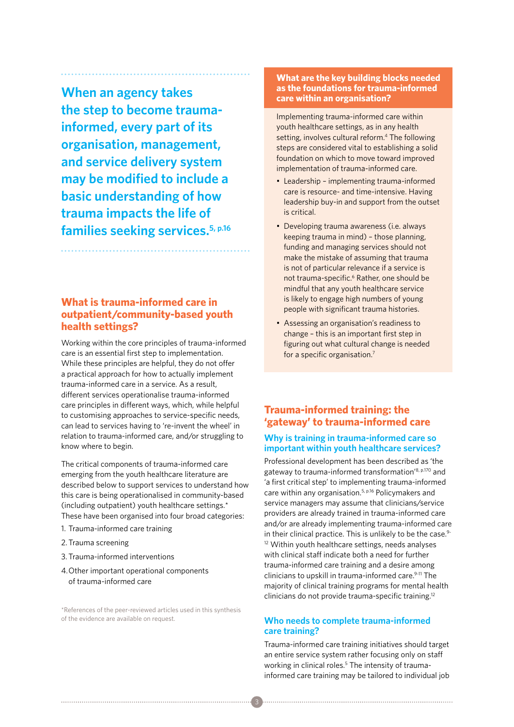**When an agency takes the step to become trauma-informed, every part of its organisation, management, and service delivery system may be modified to include a basic understanding of how trauma impacts the life of families seeking services.**[5, p.16]

## What is trauma-informed care in outpatient/community-based youth health settings?

Working within the core principles of trauma-informed care is an essential first step to implementation. While these principles are helpful, they do not offer a practical approach for how to actually implement trauma-informed care in a service. As a result, different services operationalise trauma-informed care principles in different ways, which, while helpful to customising approaches to service-specific needs, can lead to services having to 're-invent the wheel' in relation to trauma-informed care, and/or struggling to know where to begin.

The critical components of trauma-informed care emerging from the youth healthcare literature are described below to support services to understand how this care is being operationalised in community-based (including outpatient) youth healthcare settings.* These have been organised into four broad categories:

1. Trauma-informed care training
2. Trauma screening
3. Trauma-informed interventions
4. Other important operational components of trauma-informed care

*References of the peer-reviewed articles used in this synthesis of the evidence are available on request.

## What are the key building blocks needed as the foundations for trauma-informed care within an organisation?

Implementing trauma-informed care within youth healthcare settings, as in any health setting, involves cultural reform.[4] The following steps are considered vital to establishing a solid foundation on which to move toward improved implementation of trauma-informed care.

- Leadership – implementing trauma-informed care is resource- and time-intensive. Having leadership buy-in and support from the outset is critical.
- Developing trauma awareness (i.e. always keeping trauma in mind) – those planning, funding and managing services should not make the mistake of assuming that trauma is not of particular relevance if a service is not trauma-specific.[6] Rather, one should be mindful that any youth healthcare service is likely to engage high numbers of young people with significant trauma histories.
- Assessing an organisation's readiness to change – this is an important first step in figuring out what cultural change is needed for a specific organisation.[7]

## Trauma-informed training: the 'gateway' to trauma-informed care

### Why is training in trauma-informed care so important within youth healthcare services?

Professional development has been described as 'the gateway to trauma-informed transformation'[8, p.170] and 'a first critical step' to implementing trauma-informed care within any organisation.[5, p.16] Policymakers and service managers may assume that clinicians/service providers are already trained in trauma-informed care and/or are already implementing trauma-informed care in their clinical practice. This is unlikely to be the case.[9-12] Within youth healthcare settings, needs analyses with clinical staff indicate both a need for further trauma-informed care training and a desire among clinicians to upskill in trauma-informed care.[9-11] The majority of clinical training programs for mental health clinicians do not provide trauma-specific training.[12]

### Who needs to complete trauma-informed care training?

Trauma-informed care training initiatives should target an entire service system rather focusing only on staff working in clinical roles.[5] The intensity of trauma-informed care training may be tailored to individual job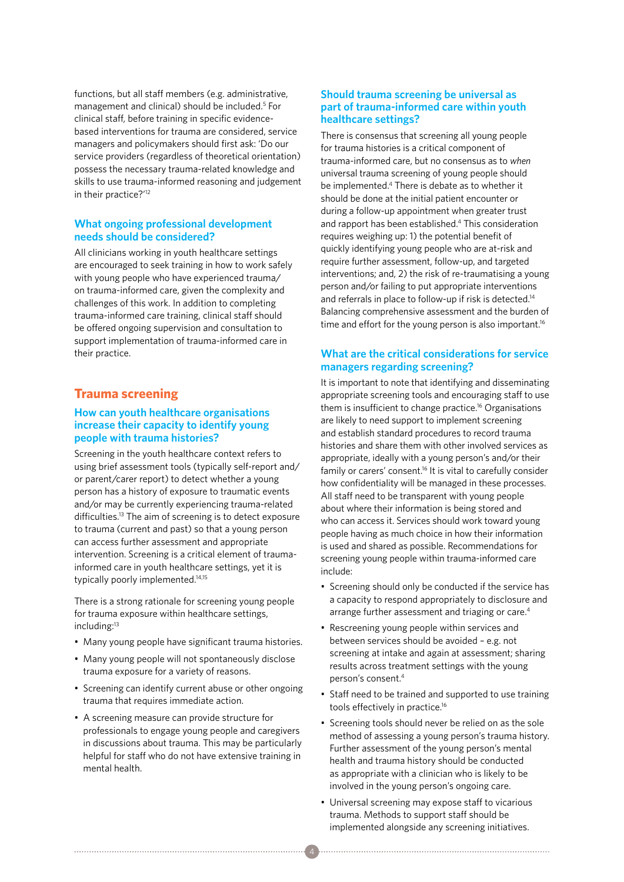functions, but all staff members (e.g. administrative, management and clinical) should be included.[5] For clinical staff, before training in specific evidence-based interventions for trauma are considered, service managers and policymakers should first ask: 'Do our service providers (regardless of theoretical orientation) possess the necessary trauma-related knowledge and skills to use trauma-informed reasoning and judgement in their practice?'[12]

### What ongoing professional development needs should be considered?

All clinicians working in youth healthcare settings are encouraged to seek training in how to work safely with young people who have experienced trauma/on trauma-informed care, given the complexity and challenges of this work. In addition to completing trauma-informed care training, clinical staff should be offered ongoing supervision and consultation to support implementation of trauma-informed care in their practice.

## Trauma screening

### How can youth healthcare organisations increase their capacity to identify young people with trauma histories?

Screening in the youth healthcare context refers to using brief assessment tools (typically self-report and/or parent/carer report) to detect whether a young person has a history of exposure to traumatic events and/or may be currently experiencing trauma-related difficulties.[13] The aim of screening is to detect exposure to trauma (current and past) so that a young person can access further assessment and appropriate intervention. Screening is a critical element of trauma-informed care in youth healthcare settings, yet it is typically poorly implemented.[14,15]

There is a strong rationale for screening young people for trauma exposure within healthcare settings, including:[13]

- Many young people have significant trauma histories.
- Many young people will not spontaneously disclose trauma exposure for a variety of reasons.
- Screening can identify current abuse or other ongoing trauma that requires immediate action.
- A screening measure can provide structure for professionals to engage young people and caregivers in discussions about trauma. This may be particularly helpful for staff who do not have extensive training in mental health.

### Should trauma screening be universal as part of trauma-informed care within youth healthcare settings?

There is consensus that screening all young people for trauma histories is a critical component of trauma-informed care, but no consensus as to *when* universal trauma screening of young people should be implemented.[4] There is debate as to whether it should be done at the initial patient encounter or during a follow-up appointment when greater trust and rapport has been established.[4] This consideration requires weighing up: 1) the potential benefit of quickly identifying young people who are at-risk and require further assessment, follow-up, and targeted interventions; and, 2) the risk of re-traumatising a young person and/or failing to put appropriate interventions and referrals in place to follow-up if risk is detected.[14] Balancing comprehensive assessment and the burden of time and effort for the young person is also important.[16]

### What are the critical considerations for service managers regarding screening?

It is important to note that identifying and disseminating appropriate screening tools and encouraging staff to use them is insufficient to change practice.[16] Organisations are likely to need support to implement screening and establish standard procedures to record trauma histories and share them with other involved services as appropriate, ideally with a young person's and/or their family or carers' consent.[16] It is vital to carefully consider how confidentiality will be managed in these processes. All staff need to be transparent with young people about where their information is being stored and who can access it. Services should work toward young people having as much choice in how their information is used and shared as possible. Recommendations for screening young people within trauma-informed care include:

- Screening should only be conducted if the service has a capacity to respond appropriately to disclosure and arrange further assessment and triaging or care.[4]
- Rescreening young people within services and between services should be avoided – e.g. not screening at intake and again at assessment; sharing results across treatment settings with the young person's consent.[4]
- Staff need to be trained and supported to use training tools effectively in practice.[16]
- Screening tools should never be relied on as the sole method of assessing a young person's trauma history. Further assessment of the young person's mental health and trauma history should be conducted as appropriate with a clinician who is likely to be involved in the young person's ongoing care.
- Universal screening may expose staff to vicarious trauma. Methods to support staff should be implemented alongside any screening initiatives.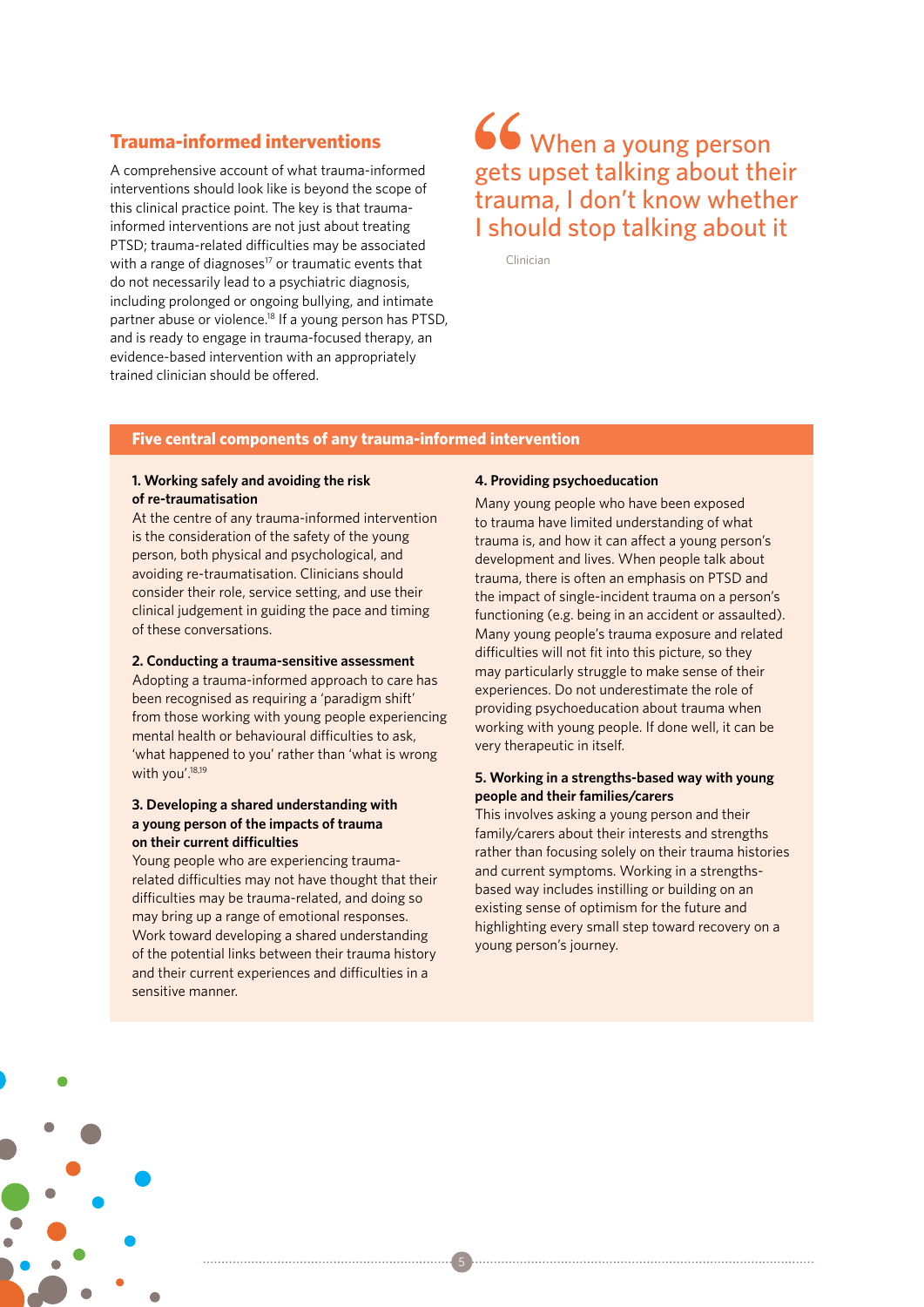## Trauma-informed interventions

A comprehensive account of what trauma-informed interventions should look like is beyond the scope of this clinical practice point. The key is that trauma-informed interventions are not just about treating PTSD; trauma-related difficulties may be associated with a range of diagnoses[17] or traumatic events that do not necessarily lead to a psychiatric diagnosis, including prolonged or ongoing bullying, and intimate partner abuse or violence.[18] If a young person has PTSD, and is ready to engage in trauma-focused therapy, an evidence-based intervention with an appropriately trained clinician should be offered.

> “When a young person gets upset talking about their trauma, I don’t know whether I should stop talking about it
>
> Clinician

### Five central components of any trauma-informed intervention

**1. Working safely and avoiding the risk of re-traumatisation**

At the centre of any trauma-informed intervention is the consideration of the safety of the young person, both physical and psychological, and avoiding re-traumatisation. Clinicians should consider their role, service setting, and use their clinical judgement in guiding the pace and timing of these conversations.

**2. Conducting a trauma-sensitive assessment**

Adopting a trauma-informed approach to care has been recognised as requiring a ‘paradigm shift’ from those working with young people experiencing mental health or behavioural difficulties to ask, ‘what happened to you’ rather than ‘what is wrong with you’.[18,19]

**3. Developing a shared understanding with a young person of the impacts of trauma on their current difficulties**

Young people who are experiencing trauma-related difficulties may not have thought that their difficulties may be trauma-related, and doing so may bring up a range of emotional responses. Work toward developing a shared understanding of the potential links between their trauma history and their current experiences and difficulties in a sensitive manner.

**4. Providing psychoeducation**

Many young people who have been exposed to trauma have limited understanding of what trauma is, and how it can affect a young person’s development and lives. When people talk about trauma, there is often an emphasis on PTSD and the impact of single-incident trauma on a person’s functioning (e.g. being in an accident or assaulted). Many young people’s trauma exposure and related difficulties will not fit into this picture, so they may particularly struggle to make sense of their experiences. Do not underestimate the role of providing psychoeducation about trauma when working with young people. If done well, it can be very therapeutic in itself.

**5. Working in a strengths-based way with young people and their families/carers**

This involves asking a young person and their family/carers about their interests and strengths rather than focusing solely on their trauma histories and current symptoms. Working in a strengths-based way includes instilling or building on an existing sense of optimism for the future and highlighting every small step toward recovery on a young person’s journey.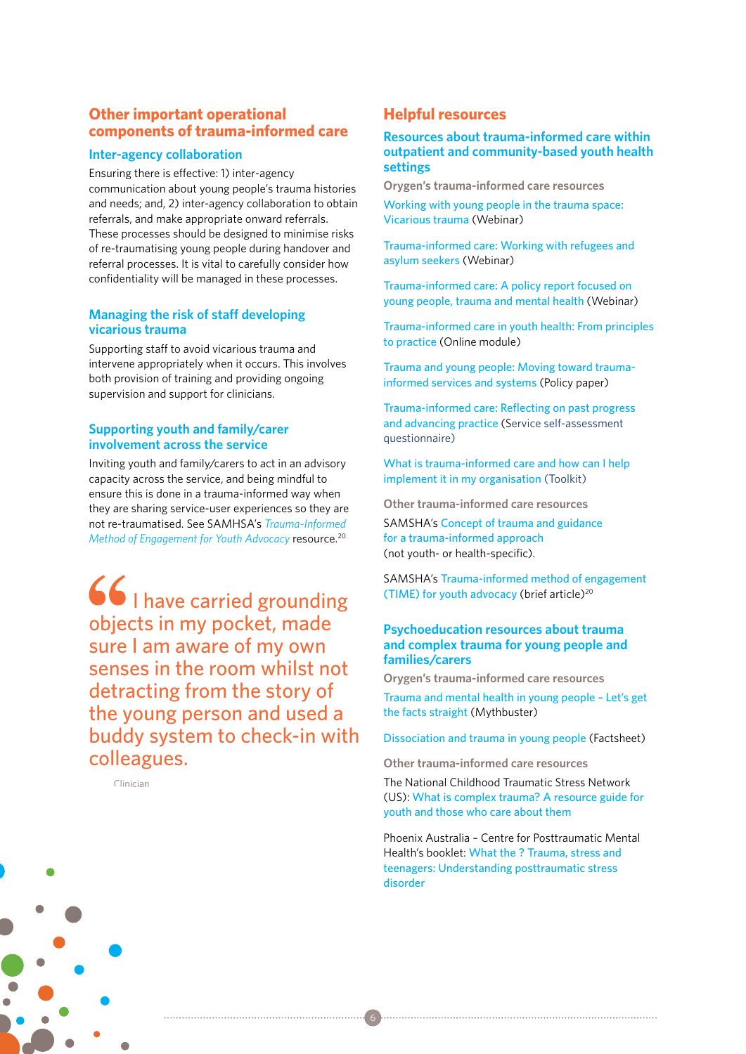## Other important operational components of trauma-informed care

### Inter-agency collaboration

Ensuring there is effective: 1) inter-agency communication about young people's trauma histories and needs; and, 2) inter-agency collaboration to obtain referrals, and make appropriate onward referrals. These processes should be designed to minimise risks of re-traumatising young people during handover and referral processes. It is vital to carefully consider how confidentiality will be managed in these processes.

### Managing the risk of staff developing vicarious trauma

Supporting staff to avoid vicarious trauma and intervene appropriately when it occurs. This involves both provision of training and providing ongoing supervision and support for clinicians.

### Supporting youth and family/carer involvement across the service

Inviting youth and family/carers to act in an advisory capacity across the service, and being mindful to ensure this is done in a trauma-informed way when they are sharing service-user experiences so they are not re-traumatised. See SAMHSA's *Trauma-Informed Method of Engagement for Youth Advocacy* resource.[20]

> "I have carried grounding objects in my pocket, made sure I am aware of my own senses in the room whilst not detracting from the story of the young person and used a buddy system to check-in with colleagues.
>
> Clinician

## Helpful resources

### Resources about trauma-informed care within outpatient and community-based youth health settings

**Orygen's trauma-informed care resources**

Working with young people in the trauma space: Vicarious trauma (Webinar)

Trauma-informed care: Working with refugees and asylum seekers (Webinar)

Trauma-informed care: A policy report focused on young people, trauma and mental health (Webinar)

Trauma-informed care in youth health: From principles to practice (Online module)

Trauma and young people: Moving toward trauma-informed services and systems (Policy paper)

Trauma-informed care: Reflecting on past progress and advancing practice (Service self-assessment questionnaire)

What is trauma-informed care and how can I help implement it in my organisation (Toolkit)

**Other trauma-informed care resources**

SAMSHA's Concept of trauma and guidance for a trauma-informed approach (not youth- or health-specific).

SAMSHA's Trauma-informed method of engagement (TIME) for youth advocacy (brief article)[20]

### Psychoeducation resources about trauma and complex trauma for young people and families/carers

**Orygen's trauma-informed care resources**

Trauma and mental health in young people – Let's get the facts straight (Mythbuster)

Dissociation and trauma in young people (Factsheet)

**Other trauma-informed care resources**

The National Childhood Traumatic Stress Network (US): What is complex trauma? A resource guide for youth and those who care about them

Phoenix Australia – Centre for Posttraumatic Mental Health's booklet: What the ? Trauma, stress and teenagers: Understanding posttraumatic stress disorder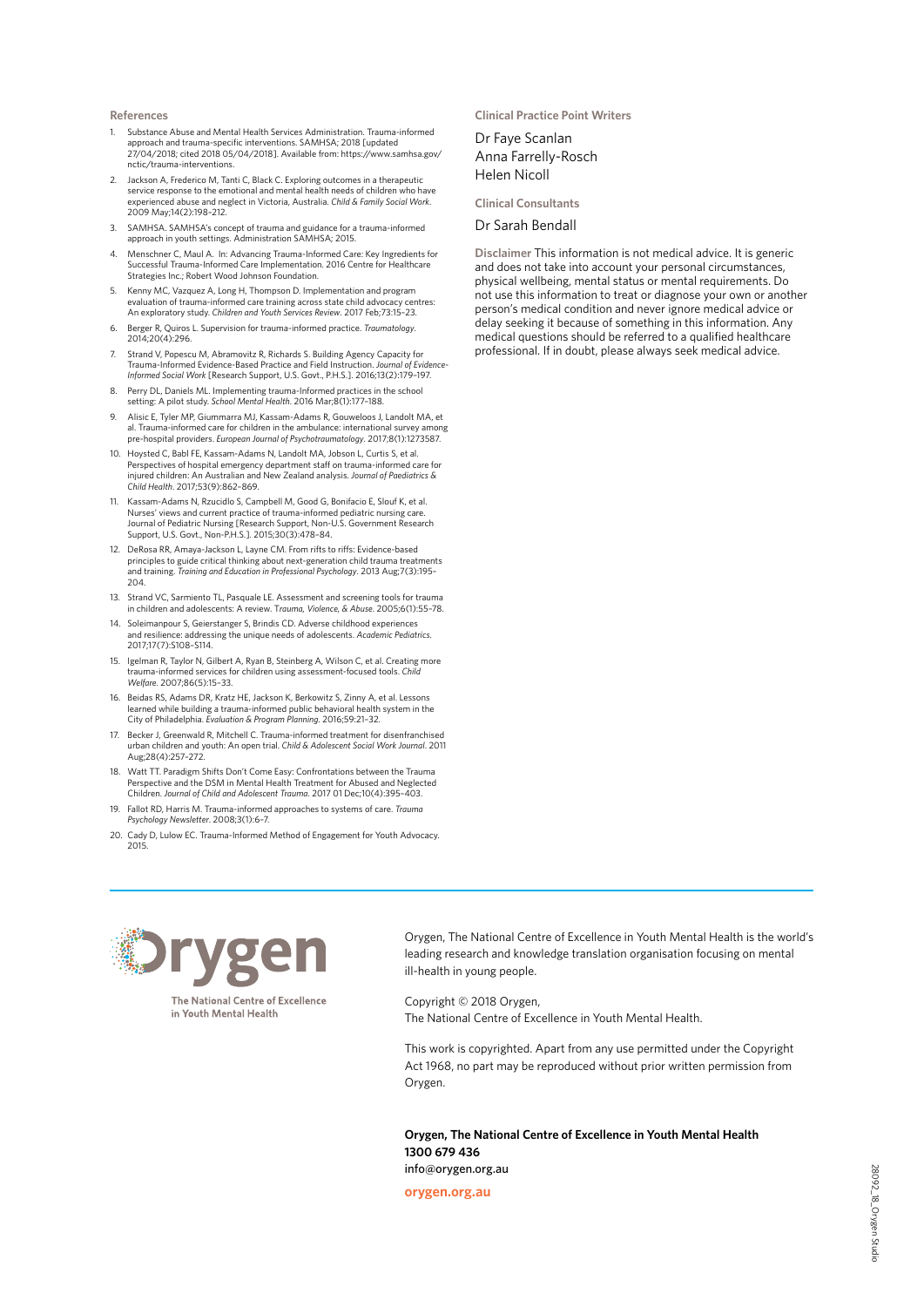## References

1. Substance Abuse and Mental Health Services Administration. Trauma-informed approach and trauma-specific interventions. SAMHSA; 2018 [updated 27/04/2018; cited 2018 05/04/2018]. Available from: https://www.samhsa.gov/nctic/trauma-interventions.
2. Jackson A, Frederico M, Tanti C, Black C. Exploring outcomes in a therapeutic service response to the emotional and mental health needs of children who have experienced abuse and neglect in Victoria, Australia. *Child & Family Social Work*. 2009 May;14(2):198–212.
3. SAMHSA. SAMHSA's concept of trauma and guidance for a trauma-informed approach in youth settings. Administration SAMHSA; 2015.
4. Menschner C, Maul A. In: Advancing Trauma-Informed Care: Key Ingredients for Successful Trauma-Informed Care Implementation. 2016 Centre for Healthcare Strategies Inc.; Robert Wood Johnson Foundation.
5. Kenny MC, Vazquez A, Long H, Thompson D. Implementation and program evaluation of trauma-informed care training across state child advocacy centres: An exploratory study. *Children and Youth Services Review*. 2017 Feb;73:15–23.
6. Berger R, Quiros L. Supervision for trauma-informed practice. *Traumatology*. 2014;20(4):296.
7. Strand V, Popescu M, Abramovitz R, Richards S. Building Agency Capacity for Trauma-Informed Evidence-Based Practice and Field Instruction. *Journal of Evidence-Informed Social Work* [Research Support, U.S. Govt., P.H.S.]. 2016;13(2):179–197.
8. Perry DL, Daniels ML. Implementing trauma-Informed practices in the school setting: A pilot study. *School Mental Health*. 2016 Mar;8(1):177–188.
9. Alisic E, Tyler MP, Giummarra MJ, Kassam-Adams N, Gouweloos J, Landolt MA, et al. Trauma-informed care for children in the ambulance: international survey among pre-hospital providers. *European Journal of Psychotraumatology*. 2017;8(1):1273587.
10. Hoysted C, Babl FE, Kassam-Adams N, Landolt MA, Jobson L, Curtis S, et al. Perspectives of hospital emergency department staff on trauma-informed care for injured children: An Australian and New Zealand analysis. *Journal of Paediatrics & Child Health*. 2017;53(9):862–869.
11. Kassam-Adams N, Rzucidlo S, Campbell M, Good G, Bonifacio E, Slouf K, et al. Nurses' views and current practice of trauma-informed pediatric nursing care. Journal of Pediatric Nursing [Research Support, Non-U.S. Government Research Support, U.S. Govt., Non-P.H.S.]. 2015;30(3):478–84.
12. DeRosa RR, Amaya-Jackson L, Layne CM. From rifts to riffs: Evidence-based principles to guide critical thinking about next-generation child trauma treatments and training. *Training and Education in Professional Psychology*. 2013 Aug;7(3):195–204.
13. Strand VC, Sarmiento TL, Pasquale LE. Assessment and screening tools for trauma in children and adolescents: A review. *Trauma, Violence, & Abuse*. 2005;6(1):55–78.
14. Soleimanpour S, Geierstanger S, Brindis CD. Adverse childhood experiences and resilience: addressing the unique needs of adolescents. *Academic Pediatrics*. 2017;17(7):S108–S114.
15. Igelman R, Taylor N, Gilbert A, Ryan B, Steinberg A, Wilson C, et al. Creating more trauma-informed services for children using assessment-focused tools. *Child Welfare*. 2007;86(5):15–33.
16. Beidas RS, Adams DR, Kratz HE, Jackson K, Berkowitz S, Zinny A, et al. Lessons learned while building a trauma-informed public behavioral health system in the City of Philadelphia. *Evaluation & Program Planning*. 2016;59:21–32.
17. Becker J, Greenwald R, Mitchell C. Trauma-informed treatment for disenfranchised urban children and youth: An open trial. *Child & Adolescent Social Work Journal*. 2011 Aug;28(4):257–272.
18. Watt TT. Paradigm Shifts Don't Come Easy: Confrontations between the Trauma Perspective and the DSM in Mental Health Treatment for Abused and Neglected Children. *Journal of Child and Adolescent Trauma*. 2017 01 Dec;10(4):395–403.
19. Fallot RD, Harris M. Trauma-informed approaches to systems of care. *Trauma Psychology Newsletter*. 2008;3(1):6–7.
20. Cady D, Lulow EC. Trauma-Informed Method of Engagement for Youth Advocacy. 2015.

## Clinical Practice Point Writers

Dr Faye Scanlan
Anna Farrelly-Rosch
Helen Nicoll

## Clinical Consultants

Dr Sarah Bendall

**Disclaimer** This information is not medical advice. It is generic and does not take into account your personal circumstances, physical wellbeing, mental status or mental requirements. Do not use this information to treat or diagnose your own or another person's medical condition and never ignore medical advice or delay seeking it because of something in this information. Any medical questions should be referred to a qualified healthcare professional. If in doubt, please always seek medical advice.

Orygen
The National Centre of Excellence in Youth Mental Health

Orygen, The National Centre of Excellence in Youth Mental Health is the world's leading research and knowledge translation organisation focusing on mental ill-health in young people.

Copyright © 2018 Orygen,
The National Centre of Excellence in Youth Mental Health.

This work is copyrighted. Apart from any use permitted under the Copyright Act 1968, no part may be reproduced without prior written permission from Orygen.

**Orygen, The National Centre of Excellence in Youth Mental Health**
**1300 679 436**
info@orygen.org.au

**orygen.org.au**

28092_18_Orygen Studio